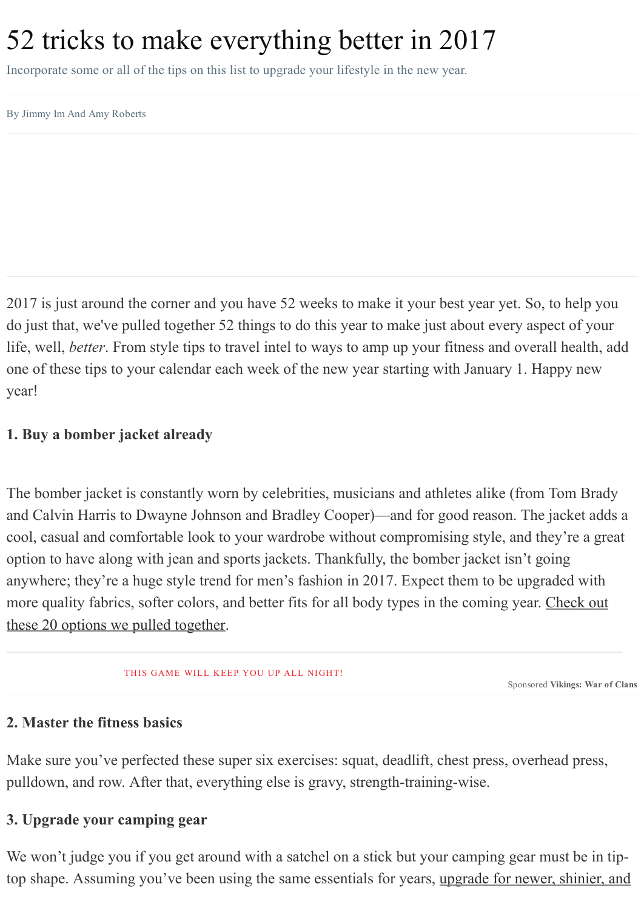# 52 tricks to make everything better in 2017

Incorporate some or all of the tips on this list to upgrade your lifestyle in the new year.

By Jimmy Im And Amy Roberts

2017 is just around the corner and you have 52 weeks to make it your best year yet. So, to help you do just that, we've pulled together 52 things to do this year to make just about every aspect of your life, well, *better*. From style tips to travel intel to ways to amp up your fitness and overall health, add one of these tips to your calendar each week of the new year starting with January 1. Happy new year!

**1. Buy a bomber jacket already**

The bomber jacket is constantly worn by celebrities, musicians and athletes alike (from Tom Brady and Calvin Harris to Dwayne Johnson and Bradley Cooper)—and for good reason. The jacket adds a cool, casual and comfortable look to your wardrobe without compromising style, and they're a great option to have along with jean and sports jackets. Thankfully, the bomber jacket isn't going anywhere; they're a huge style trend for men's fashion in 2017. Expect them to be upgraded with more quality fabrics, softer colors, and better fits for all body types in the coming year. Check out these 20 options we pulled together.

THIS GAME WILL KEEP YOU UP ALL NIGHT!

Sponsored **Vikings: War of Clans**

**2. Master the fitness basics**

Make sure you've perfected these super six exercises: squat, deadlift, chest press, overhead press, pulldown, and row. After that, everything else is gravy, strength-training-wise.

**3. Upgrade your camping gear**

We won't judge you if you get around with a satchel on a stick but your camping gear must be in tip-top shape. Assuming you've been using the same essentials for years, upgrade for newer, shinier, and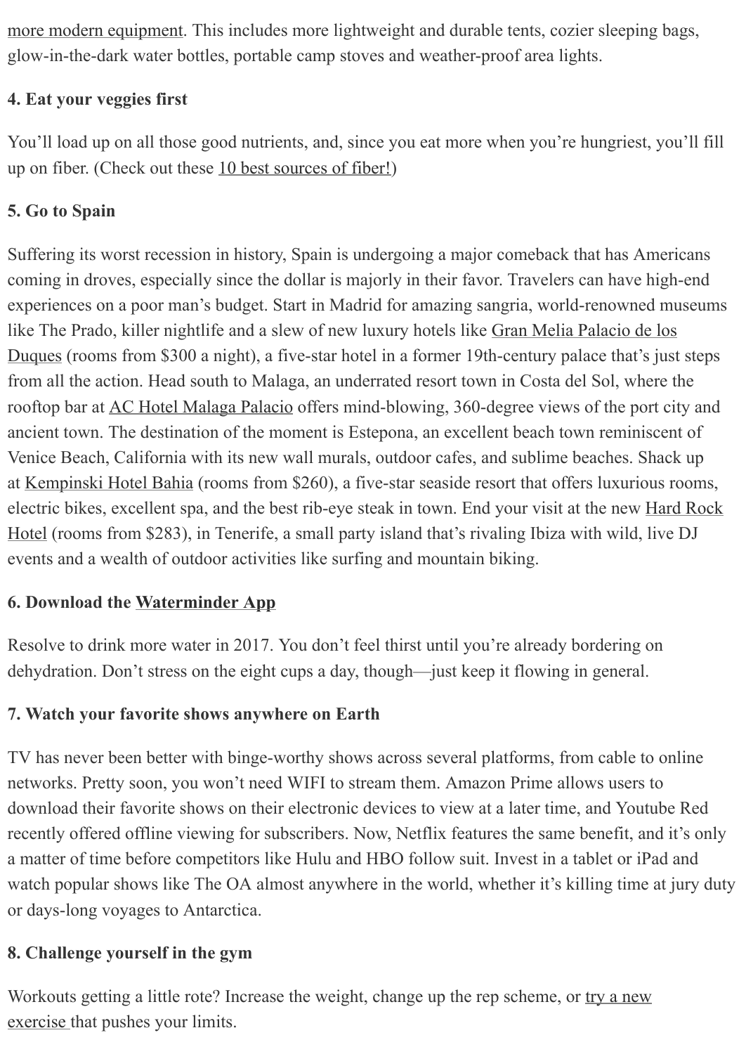more modern equipment. This includes more lightweight and durable tents, cozier sleeping bags, glow-in-the-dark water bottles, portable camp stoves and weather-proof area lights.

**4. Eat your veggies first**

You'll load up on all those good nutrients, and, since you eat more when you're hungriest, you'll fill up on fiber. (Check out these 10 best sources of fiber!)

**5. Go to Spain**

Suffering its worst recession in history, Spain is undergoing a major comeback that has Americans coming in droves, especially since the dollar is majorly in their favor. Travelers can have high-end experiences on a poor man's budget. Start in Madrid for amazing sangria, world-renowned museums like The Prado, killer nightlife and a slew of new luxury hotels like Gran Melia Palacio de los Duques (rooms from $300 a night), a five-star hotel in a former 19th-century palace that's just steps from all the action. Head south to Malaga, an underrated resort town in Costa del Sol, where the rooftop bar at AC Hotel Malaga Palacio offers mind-blowing, 360-degree views of the port city and ancient town. The destination of the moment is Estepona, an excellent beach town reminiscent of Venice Beach, California with its new wall murals, outdoor cafes, and sublime beaches. Shack up at Kempinski Hotel Bahia (rooms from $260), a five-star seaside resort that offers luxurious rooms, electric bikes, excellent spa, and the best rib-eye steak in town. End your visit at the new Hard Rock Hotel (rooms from $283), in Tenerife, a small party island that's rivaling Ibiza with wild, live DJ events and a wealth of outdoor activities like surfing and mountain biking.

**6. Download the Waterminder App**

Resolve to drink more water in 2017. You don't feel thirst until you're already bordering on dehydration. Don't stress on the eight cups a day, though—just keep it flowing in general.

**7. Watch your favorite shows anywhere on Earth**

TV has never been better with binge-worthy shows across several platforms, from cable to online networks. Pretty soon, you won't need WIFI to stream them. Amazon Prime allows users to download their favorite shows on their electronic devices to view at a later time, and Youtube Red recently offered offline viewing for subscribers. Now, Netflix features the same benefit, and it's only a matter of time before competitors like Hulu and HBO follow suit. Invest in a tablet or iPad and watch popular shows like The OA almost anywhere in the world, whether it's killing time at jury duty or days-long voyages to Antarctica.

**8. Challenge yourself in the gym**

Workouts getting a little rote? Increase the weight, change up the rep scheme, or try a new exercise that pushes your limits.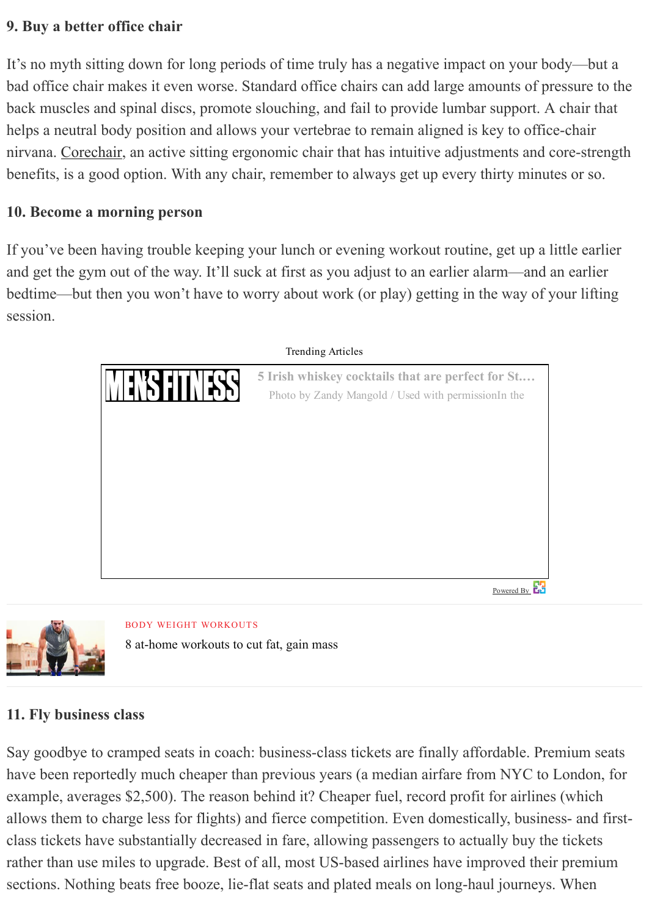### 9. Buy a better office chair

It's no myth sitting down for long periods of time truly has a negative impact on your body—but a bad office chair makes it even worse. Standard office chairs can add large amounts of pressure to the back muscles and spinal discs, promote slouching, and fail to provide lumbar support. A chair that helps a neutral body position and allows your vertebrae to remain aligned is key to office-chair nirvana. Corechair, an active sitting ergonomic chair that has intuitive adjustments and core-strength benefits, is a good option. With any chair, remember to always get up every thirty minutes or so.

### 10. Become a morning person

If you've been having trouble keeping your lunch or evening workout routine, get up a little earlier and get the gym out of the way. It'll suck at first as you adjust to an earlier alarm—and an earlier bedtime—but then you won't have to worry about work (or play) getting in the way of your lifting session.

Trending Articles

MEN'S FITNESS

5 Irish whiskey cocktails that are perfect for St.…

Photo by Zandy Mangold / Used with permissionIn the

Powered By

BODY WEIGHT WORKOUTS

8 at-home workouts to cut fat, gain mass

### 11. Fly business class

Say goodbye to cramped seats in coach: business-class tickets are finally affordable. Premium seats have been reportedly much cheaper than previous years (a median airfare from NYC to London, for example, averages $2,500). The reason behind it? Cheaper fuel, record profit for airlines (which allows them to charge less for flights) and fierce competition. Even domestically, business- and first-class tickets have substantially decreased in fare, allowing passengers to actually buy the tickets rather than use miles to upgrade. Best of all, most US-based airlines have improved their premium sections. Nothing beats free booze, lie-flat seats and plated meals on long-haul journeys. When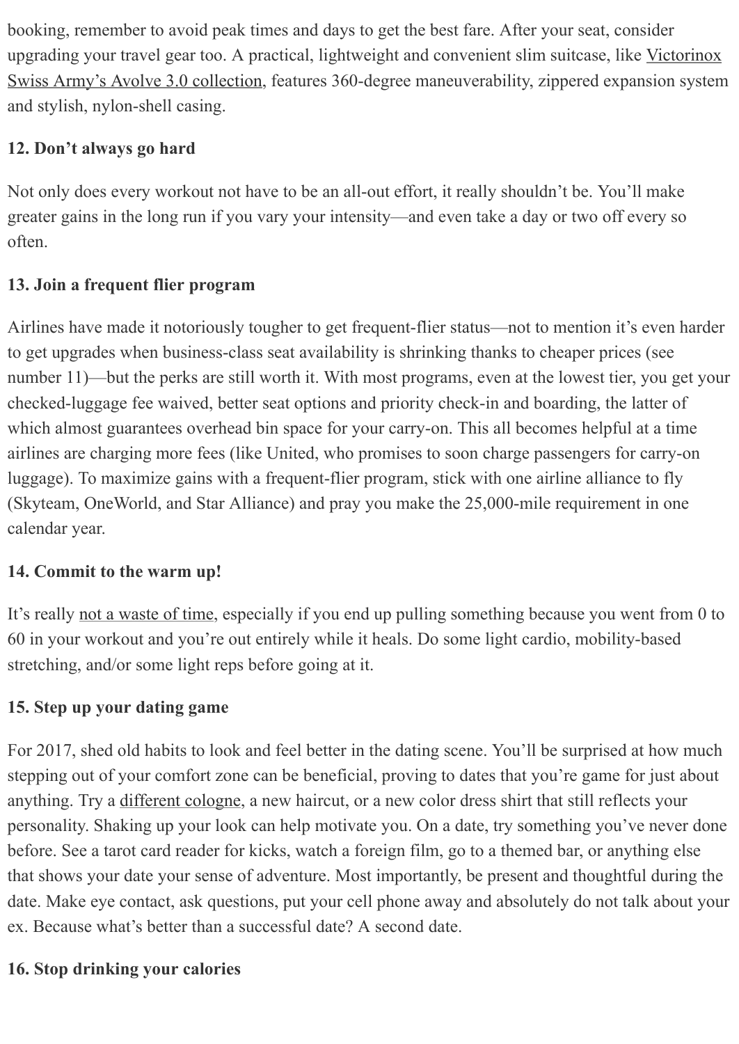booking, remember to avoid peak times and days to get the best fare. After your seat, consider upgrading your travel gear too. A practical, lightweight and convenient slim suitcase, like Victorinox Swiss Army's Avolve 3.0 collection, features 360-degree maneuverability, zippered expansion system and stylish, nylon-shell casing.

**12. Don't always go hard**

Not only does every workout not have to be an all-out effort, it really shouldn't be. You'll make greater gains in the long run if you vary your intensity—and even take a day or two off every so often.

**13. Join a frequent flier program**

Airlines have made it notoriously tougher to get frequent-flier status—not to mention it's even harder to get upgrades when business-class seat availability is shrinking thanks to cheaper prices (see number 11)—but the perks are still worth it. With most programs, even at the lowest tier, you get your checked-luggage fee waived, better seat options and priority check-in and boarding, the latter of which almost guarantees overhead bin space for your carry-on. This all becomes helpful at a time airlines are charging more fees (like United, who promises to soon charge passengers for carry-on luggage). To maximize gains with a frequent-flier program, stick with one airline alliance to fly (Skyteam, OneWorld, and Star Alliance) and pray you make the 25,000-mile requirement in one calendar year.

**14. Commit to the warm up!**

It's really not a waste of time, especially if you end up pulling something because you went from 0 to 60 in your workout and you're out entirely while it heals. Do some light cardio, mobility-based stretching, and/or some light reps before going at it.

**15. Step up your dating game**

For 2017, shed old habits to look and feel better in the dating scene. You'll be surprised at how much stepping out of your comfort zone can be beneficial, proving to dates that you're game for just about anything. Try a different cologne, a new haircut, or a new color dress shirt that still reflects your personality. Shaking up your look can help motivate you. On a date, try something you've never done before. See a tarot card reader for kicks, watch a foreign film, go to a themed bar, or anything else that shows your date your sense of adventure. Most importantly, be present and thoughtful during the date. Make eye contact, ask questions, put your cell phone away and absolutely do not talk about your ex. Because what's better than a successful date? A second date.

**16. Stop drinking your calories**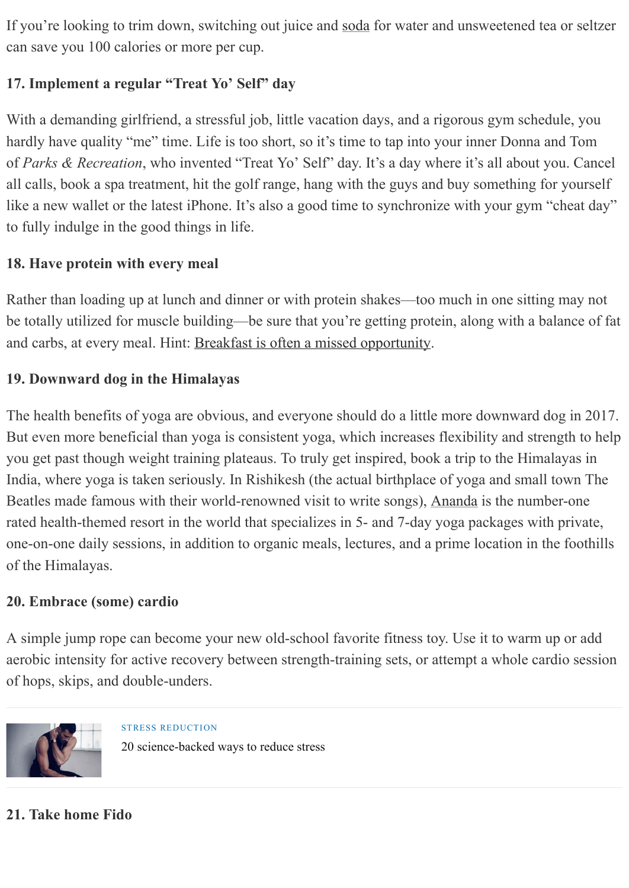If you're looking to trim down, switching out juice and soda for water and unsweetened tea or seltzer can save you 100 calories or more per cup.

### 17. Implement a regular "Treat Yo' Self" day

With a demanding girlfriend, a stressful job, little vacation days, and a rigorous gym schedule, you hardly have quality "me" time. Life is too short, so it's time to tap into your inner Donna and Tom of *Parks & Recreation*, who invented "Treat Yo' Self" day. It's a day where it's all about you. Cancel all calls, book a spa treatment, hit the golf range, hang with the guys and buy something for yourself like a new wallet or the latest iPhone. It's also a good time to synchronize with your gym "cheat day" to fully indulge in the good things in life.

### 18. Have protein with every meal

Rather than loading up at lunch and dinner or with protein shakes—too much in one sitting may not be totally utilized for muscle building—be sure that you're getting protein, along with a balance of fat and carbs, at every meal. Hint: Breakfast is often a missed opportunity.

### 19. Downward dog in the Himalayas

The health benefits of yoga are obvious, and everyone should do a little more downward dog in 2017. But even more beneficial than yoga is consistent yoga, which increases flexibility and strength to help you get past though weight training plateaus. To truly get inspired, book a trip to the Himalayas in India, where yoga is taken seriously. In Rishikesh (the actual birthplace of yoga and small town The Beatles made famous with their world-renowned visit to write songs), Ananda is the number-one rated health-themed resort in the world that specializes in 5- and 7-day yoga packages with private, one-on-one daily sessions, in addition to organic meals, lectures, and a prime location in the foothills of the Himalayas.

### 20. Embrace (some) cardio

A simple jump rope can become your new old-school favorite fitness toy. Use it to warm up or add aerobic intensity for active recovery between strength-training sets, or attempt a whole cardio session of hops, skips, and double-unders.

STRESS REDUCTION

20 science-backed ways to reduce stress

### 21. Take home Fido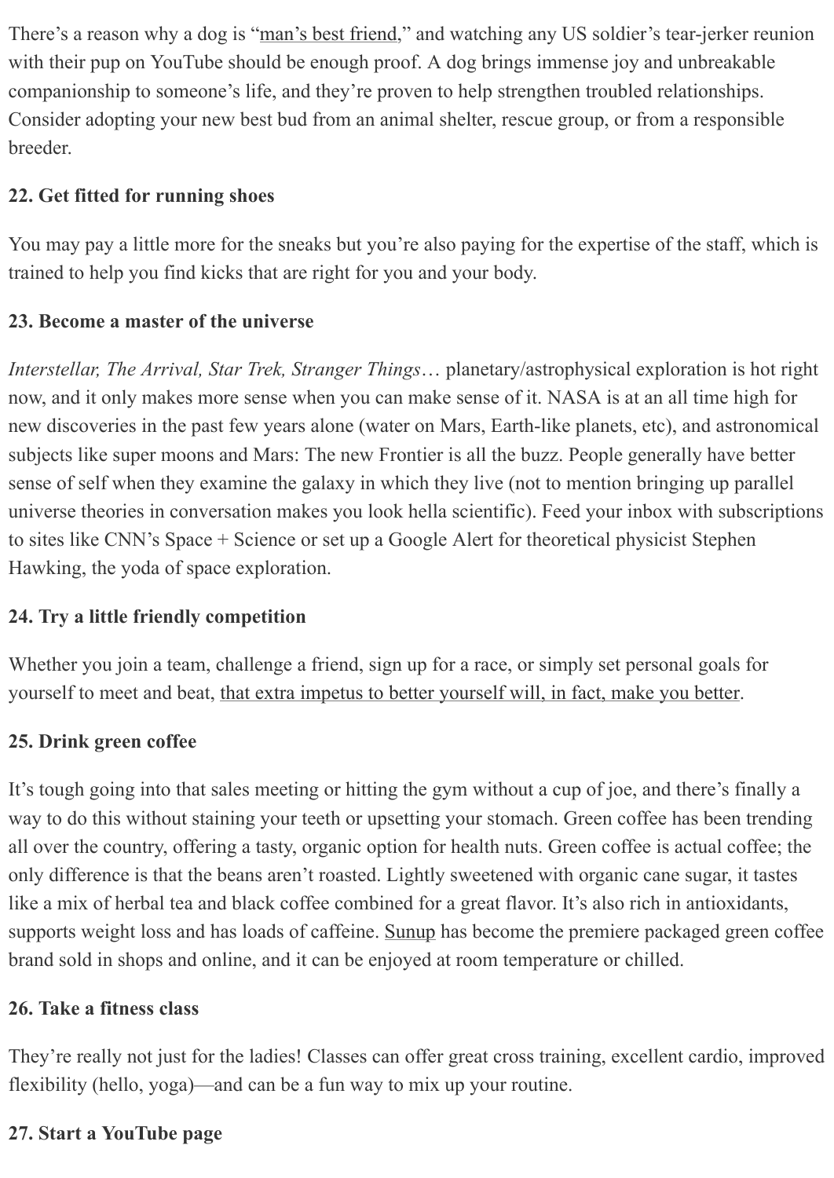There's a reason why a dog is "man's best friend," and watching any US soldier's tear-jerker reunion with their pup on YouTube should be enough proof. A dog brings immense joy and unbreakable companionship to someone's life, and they're proven to help strengthen troubled relationships. Consider adopting your new best bud from an animal shelter, rescue group, or from a responsible breeder.

### 22. Get fitted for running shoes

You may pay a little more for the sneaks but you're also paying for the expertise of the staff, which is trained to help you find kicks that are right for you and your body.

### 23. Become a master of the universe

*Interstellar, The Arrival, Star Trek, Stranger Things*… planetary/astrophysical exploration is hot right now, and it only makes more sense when you can make sense of it. NASA is at an all time high for new discoveries in the past few years alone (water on Mars, Earth-like planets, etc), and astronomical subjects like super moons and Mars: The new Frontier is all the buzz. People generally have better sense of self when they examine the galaxy in which they live (not to mention bringing up parallel universe theories in conversation makes you look hella scientific). Feed your inbox with subscriptions to sites like CNN's Space + Science or set up a Google Alert for theoretical physicist Stephen Hawking, the yoda of space exploration.

### 24. Try a little friendly competition

Whether you join a team, challenge a friend, sign up for a race, or simply set personal goals for yourself to meet and beat, that extra impetus to better yourself will, in fact, make you better.

### 25. Drink green coffee

It's tough going into that sales meeting or hitting the gym without a cup of joe, and there's finally a way to do this without staining your teeth or upsetting your stomach. Green coffee has been trending all over the country, offering a tasty, organic option for health nuts. Green coffee is actual coffee; the only difference is that the beans aren't roasted. Lightly sweetened with organic cane sugar, it tastes like a mix of herbal tea and black coffee combined for a great flavor. It's also rich in antioxidants, supports weight loss and has loads of caffeine. Sunup has become the premiere packaged green coffee brand sold in shops and online, and it can be enjoyed at room temperature or chilled.

### 26. Take a fitness class

They're really not just for the ladies! Classes can offer great cross training, excellent cardio, improved flexibility (hello, yoga)—and can be a fun way to mix up your routine.

### 27. Start a YouTube page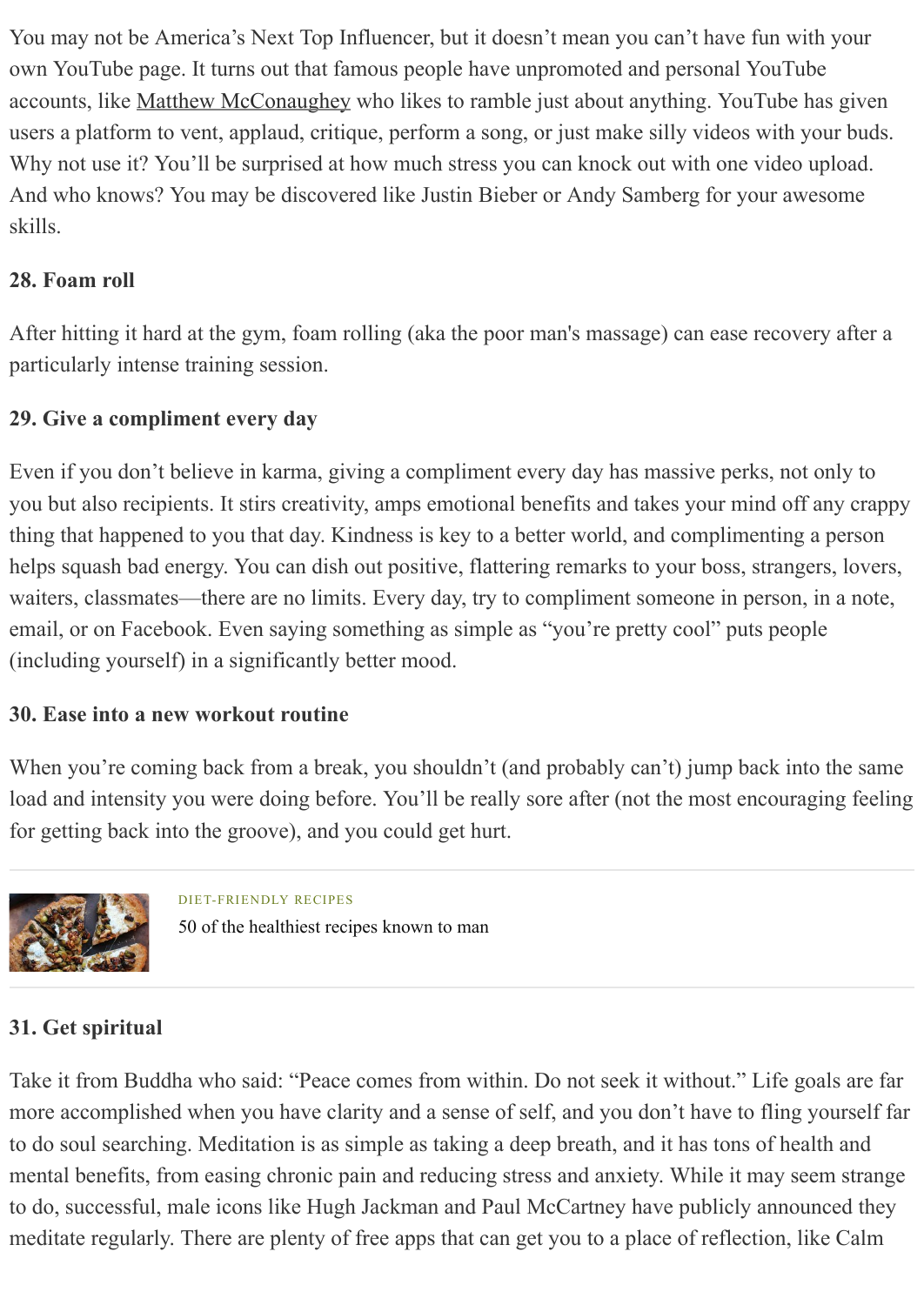You may not be America's Next Top Influencer, but it doesn't mean you can't have fun with your own YouTube page. It turns out that famous people have unpromoted and personal YouTube accounts, like Matthew McConaughey who likes to ramble just about anything. YouTube has given users a platform to vent, applaud, critique, perform a song, or just make silly videos with your buds. Why not use it? You'll be surprised at how much stress you can knock out with one video upload. And who knows? You may be discovered like Justin Bieber or Andy Samberg for your awesome skills.

**28. Foam roll**

After hitting it hard at the gym, foam rolling (aka the poor man's massage) can ease recovery after a particularly intense training session.

**29. Give a compliment every day**

Even if you don't believe in karma, giving a compliment every day has massive perks, not only to you but also recipients. It stirs creativity, amps emotional benefits and takes your mind off any crappy thing that happened to you that day. Kindness is key to a better world, and complimenting a person helps squash bad energy. You can dish out positive, flattering remarks to your boss, strangers, lovers, waiters, classmates—there are no limits. Every day, try to compliment someone in person, in a note, email, or on Facebook. Even saying something as simple as "you're pretty cool" puts people (including yourself) in a significantly better mood.

**30. Ease into a new workout routine**

When you're coming back from a break, you shouldn't (and probably can't) jump back into the same load and intensity you were doing before. You'll be really sore after (not the most encouraging feeling for getting back into the groove), and you could get hurt.

DIET-FRIENDLY RECIPES

50 of the healthiest recipes known to man

**31. Get spiritual**

Take it from Buddha who said: "Peace comes from within. Do not seek it without." Life goals are far more accomplished when you have clarity and a sense of self, and you don't have to fling yourself far to do soul searching. Meditation is as simple as taking a deep breath, and it has tons of health and mental benefits, from easing chronic pain and reducing stress and anxiety. While it may seem strange to do, successful, male icons like Hugh Jackman and Paul McCartney have publicly announced they meditate regularly. There are plenty of free apps that can get you to a place of reflection, like Calm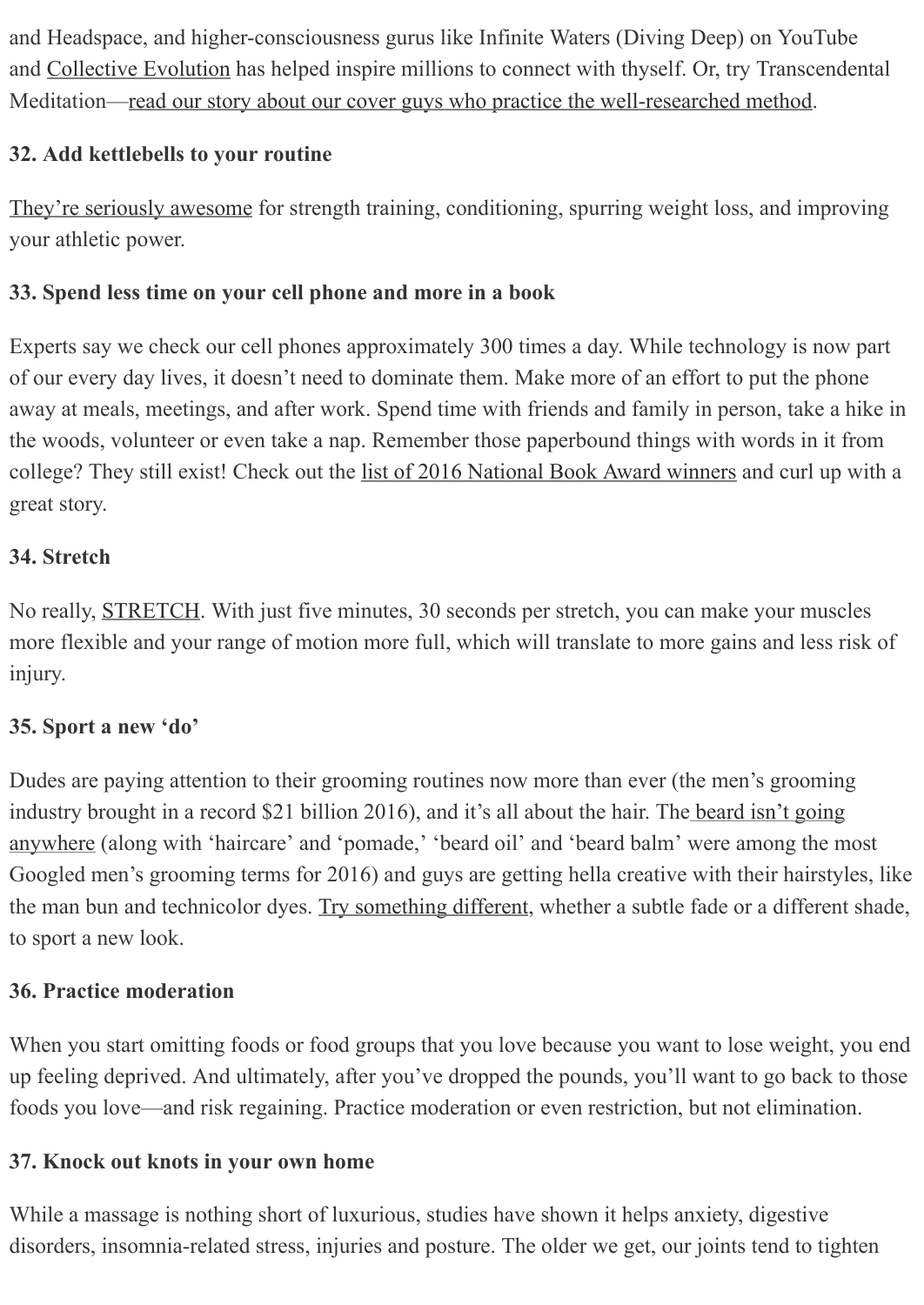and Headspace, and higher-consciousness gurus like Infinite Waters (Diving Deep) on YouTube and Collective Evolution has helped inspire millions to connect with thyself. Or, try Transcendental Meditation—read our story about our cover guys who practice the well-researched method.

**32. Add kettlebells to your routine**

They're seriously awesome for strength training, conditioning, spurring weight loss, and improving your athletic power.

**33. Spend less time on your cell phone and more in a book**

Experts say we check our cell phones approximately 300 times a day. While technology is now part of our every day lives, it doesn't need to dominate them. Make more of an effort to put the phone away at meals, meetings, and after work. Spend time with friends and family in person, take a hike in the woods, volunteer or even take a nap. Remember those paperbound things with words in it from college? They still exist! Check out the list of 2016 National Book Award winners and curl up with a great story.

**34. Stretch**

No really, STRETCH. With just five minutes, 30 seconds per stretch, you can make your muscles more flexible and your range of motion more full, which will translate to more gains and less risk of injury.

**35. Sport a new 'do'**

Dudes are paying attention to their grooming routines now more than ever (the men's grooming industry brought in a record $21 billion 2016), and it's all about the hair. The beard isn't going anywhere (along with 'haircare' and 'pomade,' 'beard oil' and 'beard balm' were among the most Googled men's grooming terms for 2016) and guys are getting hella creative with their hairstyles, like the man bun and technicolor dyes. Try something different, whether a subtle fade or a different shade, to sport a new look.

**36. Practice moderation**

When you start omitting foods or food groups that you love because you want to lose weight, you end up feeling deprived. And ultimately, after you've dropped the pounds, you'll want to go back to those foods you love—and risk regaining. Practice moderation or even restriction, but not elimination.

**37. Knock out knots in your own home**

While a massage is nothing short of luxurious, studies have shown it helps anxiety, digestive disorders, insomnia-related stress, injuries and posture. The older we get, our joints tend to tighten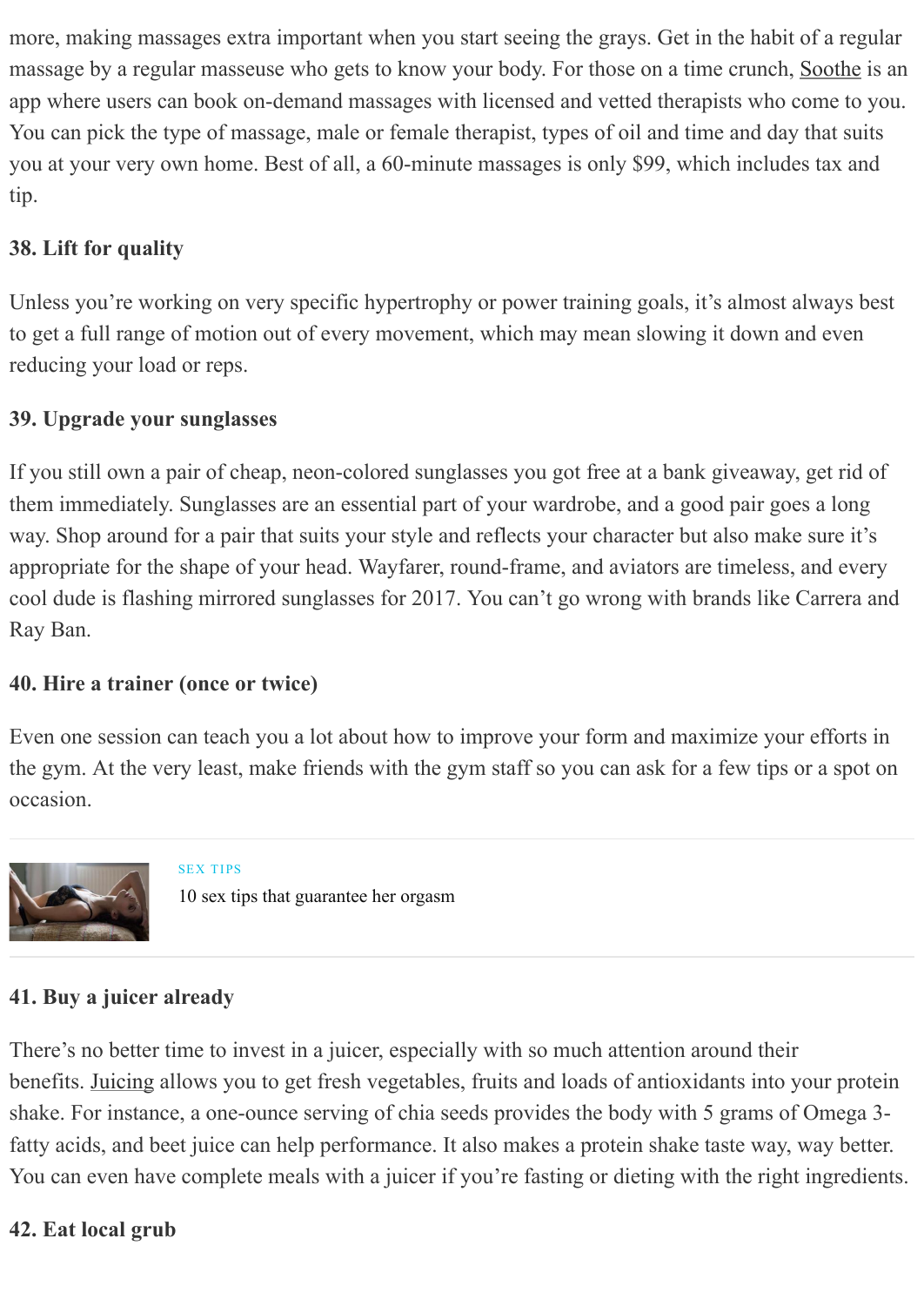more, making massages extra important when you start seeing the grays. Get in the habit of a regular massage by a regular masseuse who gets to know your body. For those on a time crunch, Soothe is an app where users can book on-demand massages with licensed and vetted therapists who come to you. You can pick the type of massage, male or female therapist, types of oil and time and day that suits you at your very own home. Best of all, a 60-minute massages is only $99, which includes tax and tip.

### 38. Lift for quality

Unless you're working on very specific hypertrophy or power training goals, it's almost always best to get a full range of motion out of every movement, which may mean slowing it down and even reducing your load or reps.

### 39. Upgrade your sunglasses

If you still own a pair of cheap, neon-colored sunglasses you got free at a bank giveaway, get rid of them immediately. Sunglasses are an essential part of your wardrobe, and a good pair goes a long way. Shop around for a pair that suits your style and reflects your character but also make sure it's appropriate for the shape of your head. Wayfarer, round-frame, and aviators are timeless, and every cool dude is flashing mirrored sunglasses for 2017. You can't go wrong with brands like Carrera and Ray Ban.

### 40. Hire a trainer (once or twice)

Even one session can teach you a lot about how to improve your form and maximize your efforts in the gym. At the very least, make friends with the gym staff so you can ask for a few tips or a spot on occasion.

SEX TIPS

10 sex tips that guarantee her orgasm

### 41. Buy a juicer already

There's no better time to invest in a juicer, especially with so much attention around their benefits. Juicing allows you to get fresh vegetables, fruits and loads of antioxidants into your protein shake. For instance, a one-ounce serving of chia seeds provides the body with 5 grams of Omega 3-fatty acids, and beet juice can help performance. It also makes a protein shake taste way, way better. You can even have complete meals with a juicer if you're fasting or dieting with the right ingredients.

### 42. Eat local grub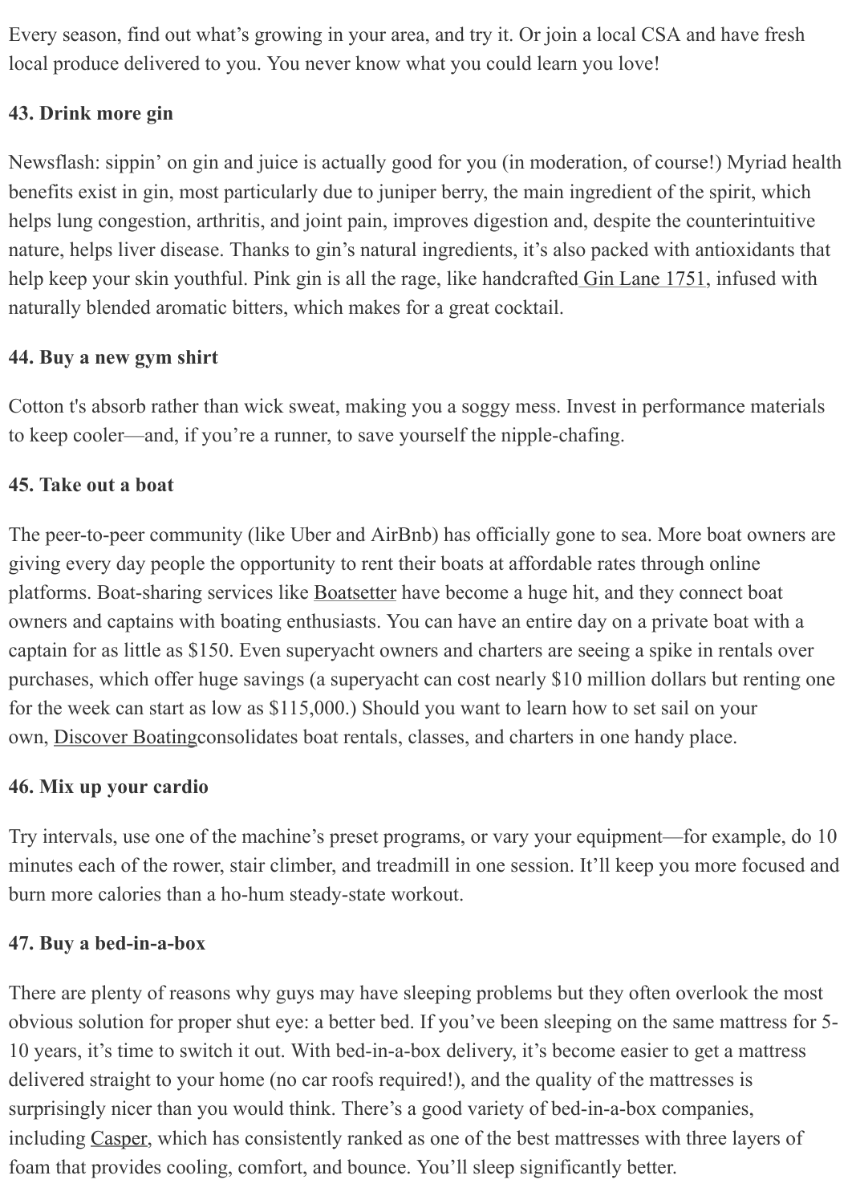Every season, find out what's growing in your area, and try it. Or join a local CSA and have fresh local produce delivered to you. You never know what you could learn you love!

**43. Drink more gin**

Newsflash: sippin' on gin and juice is actually good for you (in moderation, of course!) Myriad health benefits exist in gin, most particularly due to juniper berry, the main ingredient of the spirit, which helps lung congestion, arthritis, and joint pain, improves digestion and, despite the counterintuitive nature, helps liver disease. Thanks to gin's natural ingredients, it's also packed with antioxidants that help keep your skin youthful. Pink gin is all the rage, like handcrafted Gin Lane 1751, infused with naturally blended aromatic bitters, which makes for a great cocktail.

**44. Buy a new gym shirt**

Cotton t's absorb rather than wick sweat, making you a soggy mess. Invest in performance materials to keep cooler—and, if you're a runner, to save yourself the nipple-chafing.

**45. Take out a boat**

The peer-to-peer community (like Uber and AirBnb) has officially gone to sea. More boat owners are giving every day people the opportunity to rent their boats at affordable rates through online platforms. Boat-sharing services like Boatsetter have become a huge hit, and they connect boat owners and captains with boating enthusiasts. You can have an entire day on a private boat with a captain for as little as $150. Even superyacht owners and charters are seeing a spike in rentals over purchases, which offer huge savings (a superyacht can cost nearly $10 million dollars but renting one for the week can start as low as $115,000.) Should you want to learn how to set sail on your own, Discover Boatingconsolidates boat rentals, classes, and charters in one handy place.

**46. Mix up your cardio**

Try intervals, use one of the machine's preset programs, or vary your equipment—for example, do 10 minutes each of the rower, stair climber, and treadmill in one session. It'll keep you more focused and burn more calories than a ho-hum steady-state workout.

**47. Buy a bed-in-a-box**

There are plenty of reasons why guys may have sleeping problems but they often overlook the most obvious solution for proper shut eye: a better bed. If you've been sleeping on the same mattress for 5-10 years, it's time to switch it out. With bed-in-a-box delivery, it's become easier to get a mattress delivered straight to your home (no car roofs required!), and the quality of the mattresses is surprisingly nicer than you would think. There's a good variety of bed-in-a-box companies, including Casper, which has consistently ranked as one of the best mattresses with three layers of foam that provides cooling, comfort, and bounce. You'll sleep significantly better.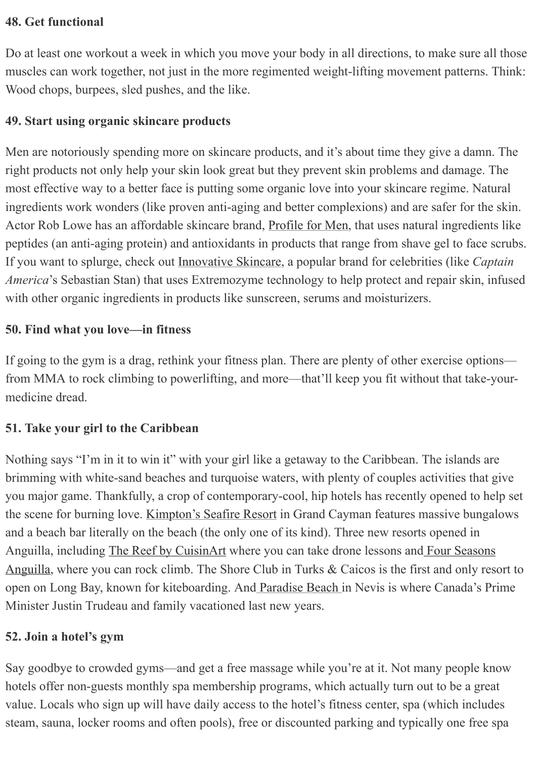### 48. Get functional

Do at least one workout a week in which you move your body in all directions, to make sure all those muscles can work together, not just in the more regimented weight-lifting movement patterns. Think: Wood chops, burpees, sled pushes, and the like.

### 49. Start using organic skincare products

Men are notoriously spending more on skincare products, and it's about time they give a damn. The right products not only help your skin look great but they prevent skin problems and damage. The most effective way to a better face is putting some organic love into your skincare regime. Natural ingredients work wonders (like proven anti-aging and better complexions) and are safer for the skin. Actor Rob Lowe has an affordable skincare brand, Profile for Men, that uses natural ingredients like peptides (an anti-aging protein) and antioxidants in products that range from shave gel to face scrubs. If you want to splurge, check out Innovative Skincare, a popular brand for celebrities (like *Captain America*'s Sebastian Stan) that uses Extremozyme technology to help protect and repair skin, infused with other organic ingredients in products like sunscreen, serums and moisturizers.

### 50. Find what you love—in fitness

If going to the gym is a drag, rethink your fitness plan. There are plenty of other exercise options—from MMA to rock climbing to powerlifting, and more—that'll keep you fit without that take-your-medicine dread.

### 51. Take your girl to the Caribbean

Nothing says "I'm in it to win it" with your girl like a getaway to the Caribbean. The islands are brimming with white-sand beaches and turquoise waters, with plenty of couples activities that give you major game. Thankfully, a crop of contemporary-cool, hip hotels has recently opened to help set the scene for burning love. Kimpton's Seafire Resort in Grand Cayman features massive bungalows and a beach bar literally on the beach (the only one of its kind). Three new resorts opened in Anguilla, including The Reef by CuisinArt where you can take drone lessons and Four Seasons Anguilla, where you can rock climb. The Shore Club in Turks & Caicos is the first and only resort to open on Long Bay, known for kiteboarding. And Paradise Beach in Nevis is where Canada's Prime Minister Justin Trudeau and family vacationed last new years.

### 52. Join a hotel's gym

Say goodbye to crowded gyms—and get a free massage while you're at it. Not many people know hotels offer non-guests monthly spa membership programs, which actually turn out to be a great value. Locals who sign up will have daily access to the hotel's fitness center, spa (which includes steam, sauna, locker rooms and often pools), free or discounted parking and typically one free spa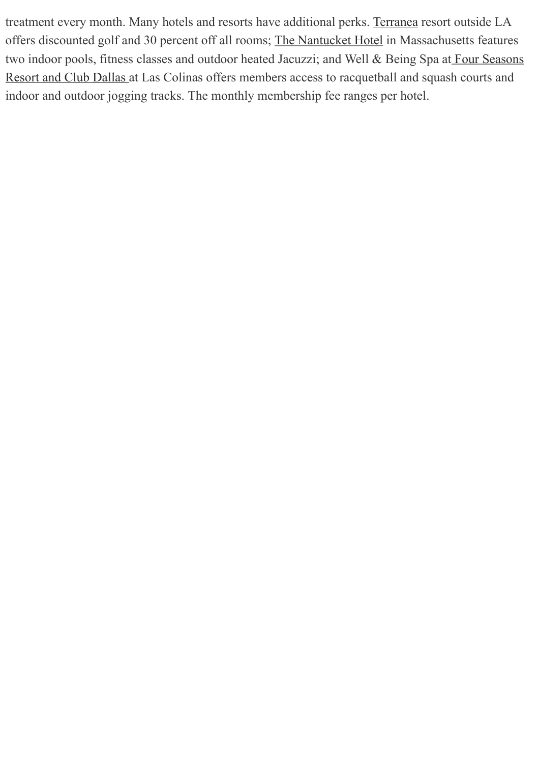treatment every month. Many hotels and resorts have additional perks. Terranea resort outside LA offers discounted golf and 30 percent off all rooms; The Nantucket Hotel in Massachusetts features two indoor pools, fitness classes and outdoor heated Jacuzzi; and Well & Being Spa at Four Seasons Resort and Club Dallas at Las Colinas offers members access to racquetball and squash courts and indoor and outdoor jogging tracks. The monthly membership fee ranges per hotel.